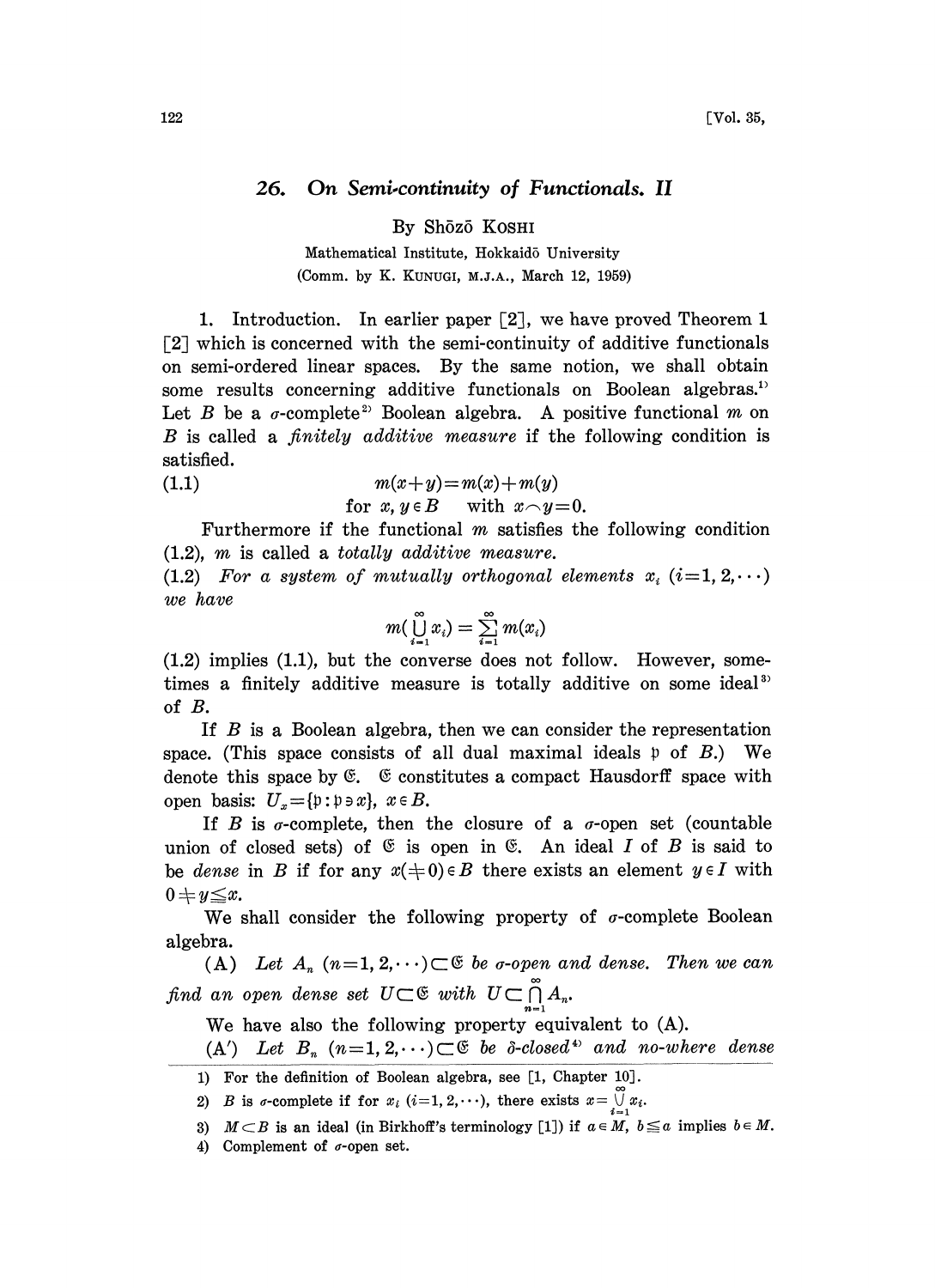# 26. On Semi-continuity of Functionals. II

By Shōzō KOSHI

Mathematical Institute, Hokkaidō University

(Comm. by K. KUNUGI, M.J.A., March 12, 1959)

1. Introduction. In earlier paper [2], we have proved Theorem 1 [2] which is concerned with the semi-continuity of additive functionals on semi-ordered linear spaces. By the same notion, we shall obtain some results concerning additive functionals on Boolean algebras.[1] Let $B$ be a $\sigma$-complete[2] Boolean algebra. A positive functional $m$ on $B$ is called a *finitely additive measure* if the following condition is satisfied.

$$m(x+y)=m(x)+m(y) \tag{1.1}$$
$$\text{for } x, y \in B \quad \text{with } x \frown y=0.$$

Furthermore if the functional $m$ satisfies the following condition (1.2), $m$ is called a *totally additive measure.*

(1.2) *For a system of mutually orthogonal elements $x_i$ $(i=1, 2, \cdots)$ we have*

$$m(\bigcup_{i=1}^{\infty} x_i) = \sum_{i=1}^{\infty} m(x_i)$$

(1.2) implies (1.1), but the converse does not follow. However, sometimes a finitely additive measure is totally additive on some ideal[3] of $B$.

If $B$ is a Boolean algebra, then we can consider the representation space. (This space consists of all dual maximal ideals $\mathfrak{p}$ of $B$.) We denote this space by $\mathfrak{E}$. $\mathfrak{E}$ constitutes a compact Hausdorff space with open basis: $U_x=\{\mathfrak{p}: \mathfrak{p} \ni x\}$, $x \in B$.

If $B$ is $\sigma$-complete, then the closure of a $\sigma$-open set (countable union of closed sets) of $\mathfrak{E}$ is open in $\mathfrak{E}$. An ideal $I$ of $B$ is said to be *dense* in $B$ if for any $x(\neq 0) \in B$ there exists an element $y \in I$ with $0 \neq y \leqq x$.

We shall consider the following property of $\sigma$-complete Boolean algebra.

(A) *Let $A_n$ $(n=1, 2, \cdots) \subset \mathfrak{E}$ be $\sigma$-open and dense. Then we can find an open dense set $U \subset \mathfrak{E}$ with $U \subset \bigcap_{n=1}^{\infty} A_n$.*

We have also the following property equivalent to (A).

(A′) *Let $B_n$ $(n=1, 2, \cdots) \subset \mathfrak{E}$ be $\delta$-closed[4] and no-where dense*

---

1) For the definition of Boolean algebra, see [1, Chapter 10].

2) $B$ is $\sigma$-complete if for $x_i$ $(i=1, 2, \cdots)$, there exists $x=\bigcup_{i=1}^{\infty} x_i$.

3) $M \subset B$ is an ideal (in Birkhoff's terminology [1]) if $a \in M$, $b \leqq a$ implies $b \in M$.

4) Complement of $\sigma$-open set.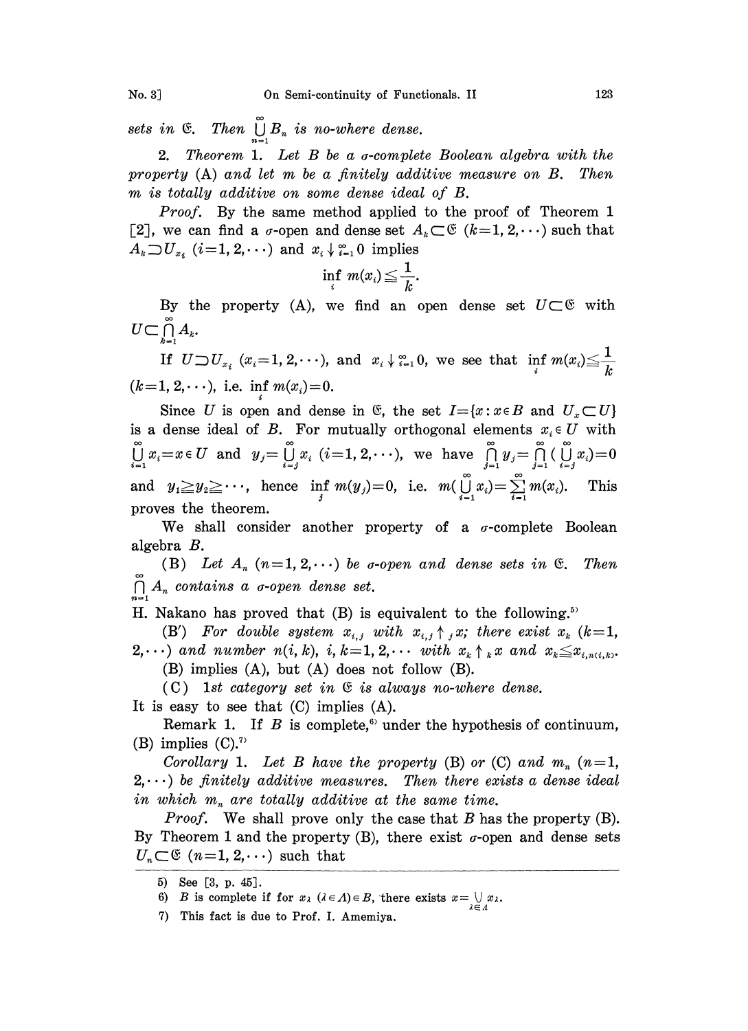*sets in* $\mathfrak{E}$. *Then* $\bigcup_{n=1}^{\infty} B_n$ *is no-where dense.*

2. *Theorem* 1. *Let* $B$ *be a* $\sigma$*-complete Boolean algebra with the property* (A) *and let* $m$ *be a finitely additive measure on* $B$. *Then* $m$ *is totally additive on some dense ideal of* $B$.

*Proof.* By the same method applied to the proof of Theorem 1 [2], we can find a $\sigma$-open and dense set $A_k \subset \mathfrak{E}$ $(k=1, 2, \cdots)$ such that $A_k \supset U_{x_i}$ $(i=1, 2, \cdots)$ and $x_i \downarrow_{i=1}^{\infty} 0$ implies

$$\inf_i m(x_i) \leqq \frac{1}{k}.$$

By the property (A), we find an open dense set $U \subset \mathfrak{E}$ with $U \subset \bigcap_{k=1}^{\infty} A_k$.

If $U \supset U_{x_i}$ $(x_i=1, 2, \cdots)$, and $x_i \downarrow_{i=1}^{\infty} 0$, we see that $\inf_i m(x_i) \leqq \frac{1}{k}$ $(k=1, 2, \cdots)$, i.e. $\inf_i m(x_i)=0$.

Since $U$ is open and dense in $\mathfrak{E}$, the set $I=\{x : x \in B \text{ and } U_x \subset U\}$ is a dense ideal of $B$. For mutually orthogonal elements $x_i \in U$ with $\bigcup_{i=1}^{\infty} x_i = x \in U$ and $y_j = \bigcup_{i=j}^{\infty} x_i$ $(i=1, 2, \cdots)$, we have $\bigcap_{j=1}^{\infty} y_j = \bigcap_{j=1}^{\infty} (\bigcup_{i=j}^{\infty} x_i) = 0$ and $y_1 \geqq y_2 \geqq \cdots$, hence $\inf_j m(y_j)=0$, i.e. $m(\bigcup_{i=1}^{\infty} x_i) = \sum_{i=1}^{\infty} m(x_i)$. This proves the theorem.

We shall consider another property of a $\sigma$-complete Boolean algebra $B$.

(B) *Let* $A_n$ $(n=1, 2, \cdots)$ *be* $\sigma$*-open and dense sets in* $\mathfrak{E}$. *Then* $\bigcap_{n=1}^{\infty} A_n$ *contains a* $\sigma$*-open dense set.*

H. Nakano has proved that (B) is equivalent to the following.[5]

(B$'$) *For double system* $x_{i,j}$ *with* $x_{i,j} \uparrow_j x$; *there exist* $x_k$ $(k=1, 2, \cdots)$ *and number* $n(i, k)$, $i, k=1, 2, \cdots$ *with* $x_k \uparrow_k x$ *and* $x_k \leqq x_{i, n(i,k)}$.

(B) implies (A), but (A) does not follow (B).

(C) *1st category set in* $\mathfrak{E}$ *is always no-where dense.*

It is easy to see that (C) implies (A).

Remark 1. If $B$ is complete,[6] under the hypothesis of continuum, (B) implies (C).[7]

*Corollary* 1. *Let* $B$ *have the property* (B) *or* (C) *and* $m_n$ $(n=1, 2, \cdots)$ *be finitely additive measures. Then there exists a dense ideal in which* $m_n$ *are totally additive at the same time.*

*Proof.* We shall prove only the case that $B$ has the property (B). By Theorem 1 and the property (B), there exist $\sigma$-open and dense sets $U_n \subset \mathfrak{E}$ $(n=1, 2, \cdots)$ such that

---

5) See [3, p. 45].

6) $B$ is complete if for $x_\lambda$ $(\lambda \in \Lambda) \in B$, there exists $x = \bigcup_{\lambda \in \Lambda} x_\lambda$.

7) This fact is due to Prof. I. Amemiya.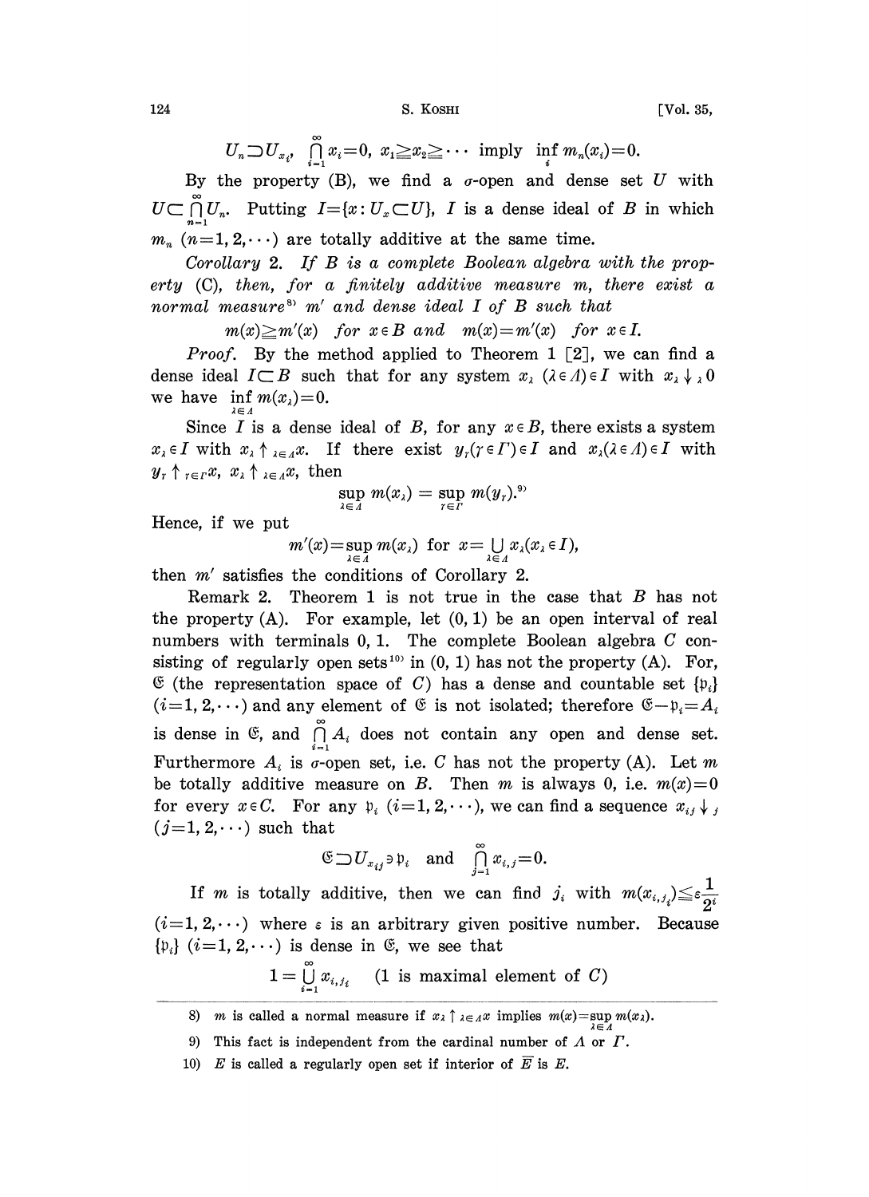$$U_n \supset U_{x_i}, \ \bigcap_{i=1}^{\infty} x_i = 0, \ x_1 \geqq x_2 \geqq \cdots \ \text{imply} \ \inf_i m_n(x_i) = 0.$$

By the property (B), we find a $\sigma$-open and dense set $U$ with $U \subset \bigcap_{n=1}^{\infty} U_n$. Putting $I = \{x : U_x \subset U\}$, $I$ is a dense ideal of $B$ in which $m_n$ $(n=1,2,\cdots)$ are totally additive at the same time.

*Corollary 2. If $B$ is a complete Boolean algebra with the property (C), then, for a finitely additive measure $m$, there exist a normal measure[8] $m'$ and dense ideal $I$ of $B$ such that*

$$m(x) \geqq m'(x) \ \text{ for } x \in B \text{ and } \ m(x) = m'(x) \ \text{ for } x \in I.$$

*Proof.* By the method applied to Theorem 1 [2], we can find a dense ideal $I \subset B$ such that for any system $x_\lambda$ $(\lambda \in \Lambda) \in I$ with $x_\lambda \downarrow_\lambda 0$ we have $\inf_{\lambda \in \Lambda} m(x_\lambda) = 0$.

Since $I$ is a dense ideal of $B$, for any $x \in B$, there exists a system $x_\lambda \in I$ with $x_\lambda \uparrow_{\lambda \in \Lambda} x$. If there exist $y_\gamma (\gamma \in \Gamma) \in I$ and $x_\lambda (\lambda \in \Lambda) \in I$ with $y_\gamma \uparrow_{\gamma \in \Gamma} x$, $x_\lambda \uparrow_{\lambda \in \Lambda} x$, then

$$\sup_{\lambda \in \Lambda} m(x_\lambda) = \sup_{\gamma \in \Gamma} m(y_\gamma).\text{[9]}$$

Hence, if we put

$$m'(x) = \sup_{\lambda \in \Lambda} m(x_\lambda) \ \text{ for } \ x = \bigcup_{\lambda \in \Lambda} x_\lambda (x_\lambda \in I),$$

then $m'$ satisfies the conditions of Corollary 2.

Remark 2. Theorem 1 is not true in the case that $B$ has not the property (A). For example, let $(0,1)$ be an open interval of real numbers with terminals 0, 1. The complete Boolean algebra $C$ consisting of regularly open sets[10] in $(0,1)$ has not the property (A). For, $\mathfrak{E}$ (the representation space of $C$) has a dense and countable set $\{\mathfrak{p}_i\}$ $(i=1,2,\cdots)$ and any element of $\mathfrak{E}$ is not isolated; therefore $\mathfrak{E} - \mathfrak{p}_i = A_i$ is dense in $\mathfrak{E}$, and $\bigcap_{i=1}^{\infty} A_i$ does not contain any open and dense set. Furthermore $A_i$ is $\sigma$-open set, i.e. $C$ has not the property (A). Let $m$ be totally additive measure on $B$. Then $m$ is always 0, i.e. $m(x)=0$ for every $x \in C$. For any $\mathfrak{p}_i$ $(i=1,2,\cdots)$, we can find a sequence $x_{ij} \downarrow_j$ $(j=1,2,\cdots)$ such that

$$\mathfrak{E} \supset U_{x_{ij}} \ni \mathfrak{p}_i \quad \text{and} \quad \bigcap_{j=1}^{\infty} x_{i,j} = 0.$$

If $m$ is totally additive, then we can find $j_i$ with $m(x_{i,j_i}) \leqq \varepsilon \dfrac{1}{2^i}$ $(i=1,2,\cdots)$ where $\varepsilon$ is an arbitrary given positive number. Because $\{\mathfrak{p}_i\}$ $(i=1,2,\cdots)$ is dense in $\mathfrak{E}$, we see that

$$1 = \bigcup_{i=1}^{\infty} x_{i,j_i} \quad (1 \text{ is maximal element of } C)$$

---

8) $m$ is called a normal measure if $x_\lambda \uparrow_{\lambda \in \Lambda} x$ implies $m(x) = \sup_{\lambda \in \Lambda} m(x_\lambda)$.

9) This fact is independent from the cardinal number of $\Lambda$ or $\Gamma$.

10) $E$ is called a regularly open set if interior of $\overline{E}$ is $E$.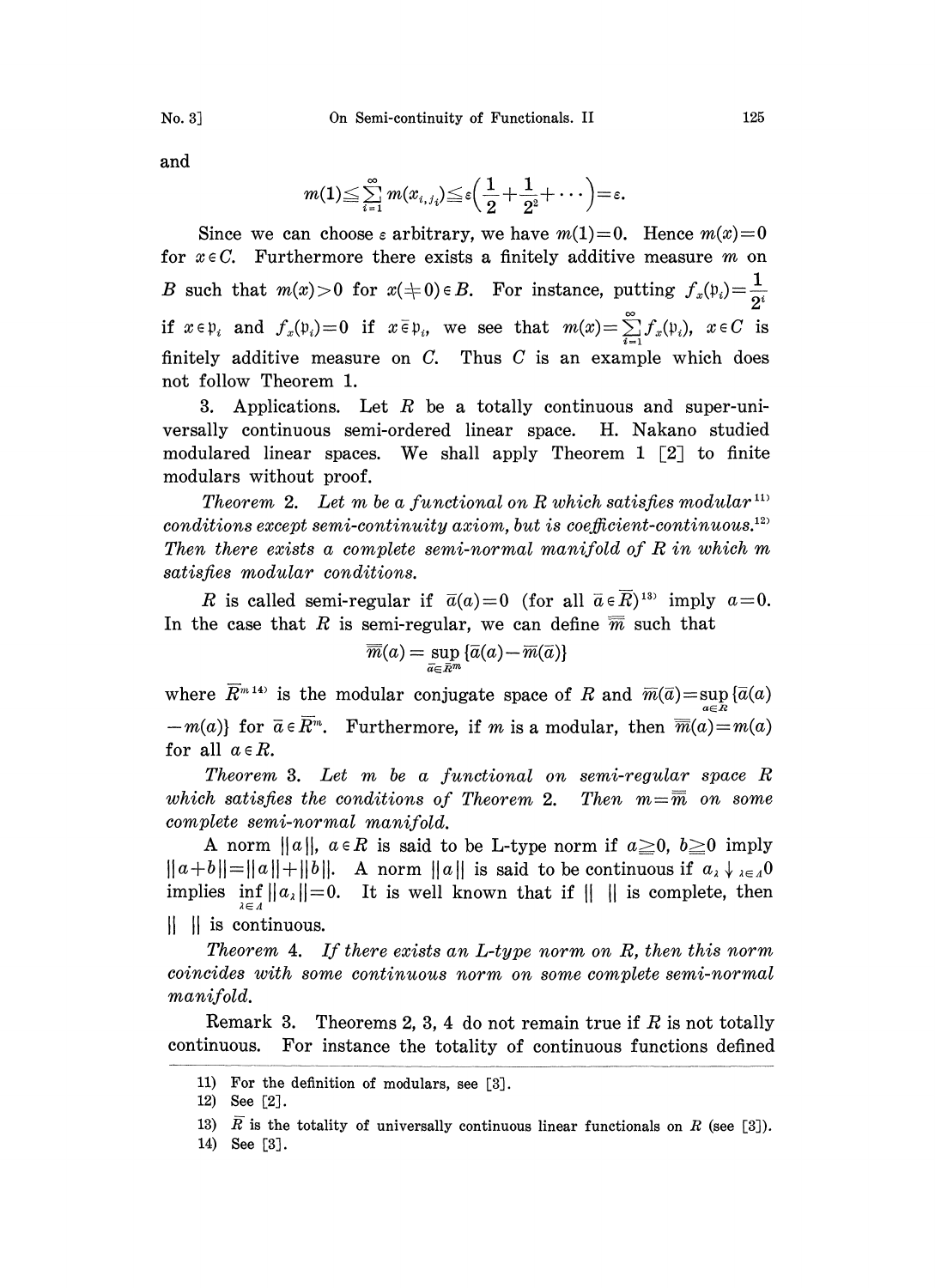and

$$m(1) \leqq \sum_{i=1}^{\infty} m(x_{i,j_i}) \leqq \varepsilon\left(\frac{1}{2}+\frac{1}{2^2}+\cdots\right)=\varepsilon.$$

Since we can choose $\varepsilon$ arbitrary, we have $m(1)=0$. Hence $m(x)=0$ for $x \in C$. Furthermore there exists a finitely additive measure $m$ on $B$ such that $m(x)>0$ for $x(\neq 0) \in B$. For instance, putting $f_x(\mathfrak{p}_i)=\frac{1}{2^i}$ if $x \in \mathfrak{p}_i$ and $f_x(\mathfrak{p}_i)=0$ if $x \bar{\in} \mathfrak{p}_i$, we see that $m(x)=\sum_{i=1}^{\infty} f_x(\mathfrak{p}_i)$, $x \in C$ is finitely additive measure on $C$. Thus $C$ is an example which does not follow Theorem 1.

3. Applications. Let $R$ be a totally continuous and super-universally continuous semi-ordered linear space. H. Nakano studied modulared linear spaces. We shall apply Theorem 1 [2] to finite modulars without proof.

*Theorem 2. Let $m$ be a functional on $R$ which satisfies modular*[11] *conditions except semi-continuity axiom, but is coefficient-continuous.*[12] *Then there exists a complete semi-normal manifold of $R$ in which $m$ satisfies modular conditions.*

$R$ is called semi-regular if $\bar{a}(a)=0$ (for all $\bar{a} \in \bar{R}$)[13] imply $a=0$. In the case that $R$ is semi-regular, we can define $\overline{\overline{m}}$ such that

$$\overline{\overline{m}}(a)=\sup_{\bar{a} \in \bar{R}^m}\{\bar{a}(a)-\overline{m}(\bar{a})\}$$

where $\bar{R}^m$[14] is the modular conjugate space of $R$ and $\overline{m}(\bar{a})=\sup_{a \in R}\{\bar{a}(a)-m(a)\}$ for $\bar{a} \in \bar{R}^m$. Furthermore, if $m$ is a modular, then $\overline{\overline{m}}(a)=m(a)$ for all $a \in R$.

*Theorem 3. Let $m$ be a functional on semi-regular space $R$ which satisfies the conditions of Theorem 2. Then $m=\overline{\overline{m}}$ on some complete semi-normal manifold.*

A norm $\|a\|$, $a \in R$ is said to be L-type norm if $a \geqq 0$, $b \geqq 0$ imply $\|a+b\|=\|a\|+\|b\|$. A norm $\|a\|$ is said to be continuous if $a_\lambda \downarrow_{\lambda \in \Lambda} 0$ implies $\inf_{\lambda \in \Lambda}\|a_\lambda\|=0$. It is well known that if $\|\ \|$ is complete, then $\|\ \|$ is continuous.

*Theorem 4. If there exists an L-type norm on $R$, then this norm coincides with some continuous norm on some complete semi-normal manifold.*

Remark 3. Theorems 2, 3, 4 do not remain true if $R$ is not totally continuous. For instance the totality of continuous functions defined

---

11) For the definition of modulars, see [3].

12) See [2].

13) $\bar{R}$ is the totality of universally continuous linear functionals on $R$ (see [3]).

14) See [3].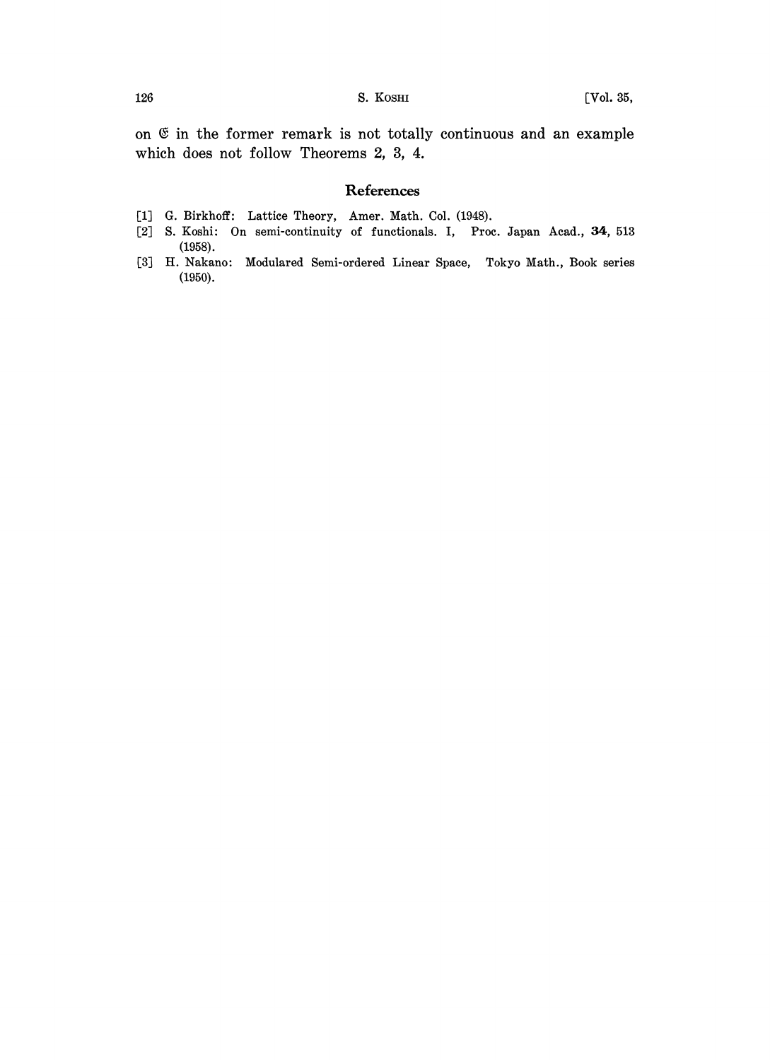on $\mathfrak{E}$ in the former remark is not totally continuous and an example which does not follow Theorems 2, 3, 4.

## References

[1] G. Birkhoff: Lattice Theory, Amer. Math. Col. (1948).

[2] S. Koshi: On semi-continuity of functionals. I, Proc. Japan Acad., **34**, 513 (1958).

[3] H. Nakano: Modulared Semi-ordered Linear Space, Tokyo Math., Book series (1950).